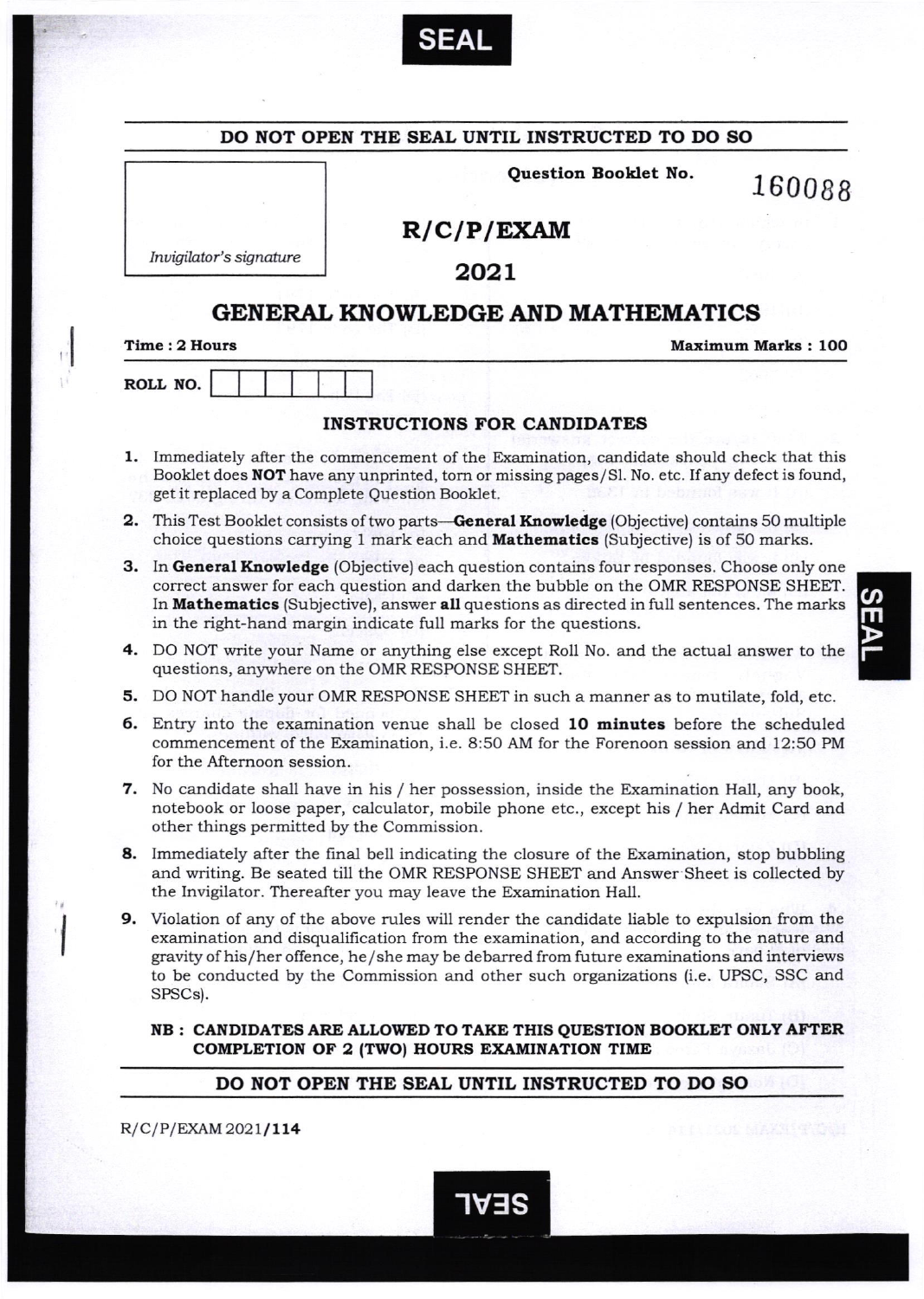**SEAL**

**DO NOT OPEN THE SEAL UNTIL INSTRUCTED TO DO SO**

*Invigilator's signature*

**Question Booklet No.** 160088

# R/C/P/EXAM

## 2021

# GENERAL KNOWLEDGE AND MATHEMATICS

**Time : 2 Hours** **Maximum Marks : 100**

**ROLL NO.**

### INSTRUCTIONS FOR CANDIDATES

1. Immediately after the commencement of the Examination, candidate should check that this Booklet does **NOT** have any unprinted, torn or missing pages/Sl. No. etc. If any defect is found, get it replaced by a Complete Question Booklet.
2. This Test Booklet consists of two parts—**General Knowledge** (Objective) contains 50 multiple choice questions carrying 1 mark each and **Mathematics** (Subjective) is of 50 marks.
3. In **General Knowledge** (Objective) each question contains four responses. Choose only one correct answer for each question and darken the bubble on the OMR RESPONSE SHEET. In **Mathematics** (Subjective), answer **all** questions as directed in full sentences. The marks in the right-hand margin indicate full marks for the questions.
4. DO NOT write your Name or anything else except Roll No. and the actual answer to the questions, anywhere on the OMR RESPONSE SHEET.
5. DO NOT handle your OMR RESPONSE SHEET in such a manner as to mutilate, fold, etc.
6. Entry into the examination venue shall be closed **10 minutes** before the scheduled commencement of the Examination, i.e. 8:50 AM for the Forenoon session and 12:50 PM for the Afternoon session.
7. No candidate shall have in his / her possession, inside the Examination Hall, any book, notebook or loose paper, calculator, mobile phone etc., except his / her Admit Card and other things permitted by the Commission.
8. Immediately after the final bell indicating the closure of the Examination, stop bubbling and writing. Be seated till the OMR RESPONSE SHEET and Answer Sheet is collected by the Invigilator. Thereafter you may leave the Examination Hall.
9. Violation of any of the above rules will render the candidate liable to expulsion from the examination and disqualification from the examination, and according to the nature and gravity of his/her offence, he/she may be debarred from future examinations and interviews to be conducted by the Commission and other such organizations (i.e. UPSC, SSC and SPSCs).

**NB : CANDIDATES ARE ALLOWED TO TAKE THIS QUESTION BOOKLET ONLY AFTER COMPLETION OF 2 (TWO) HOURS EXAMINATION TIME**

**DO NOT OPEN THE SEAL UNTIL INSTRUCTED TO DO SO**

R/C/P/EXAM 2021/**114**

**SEAL**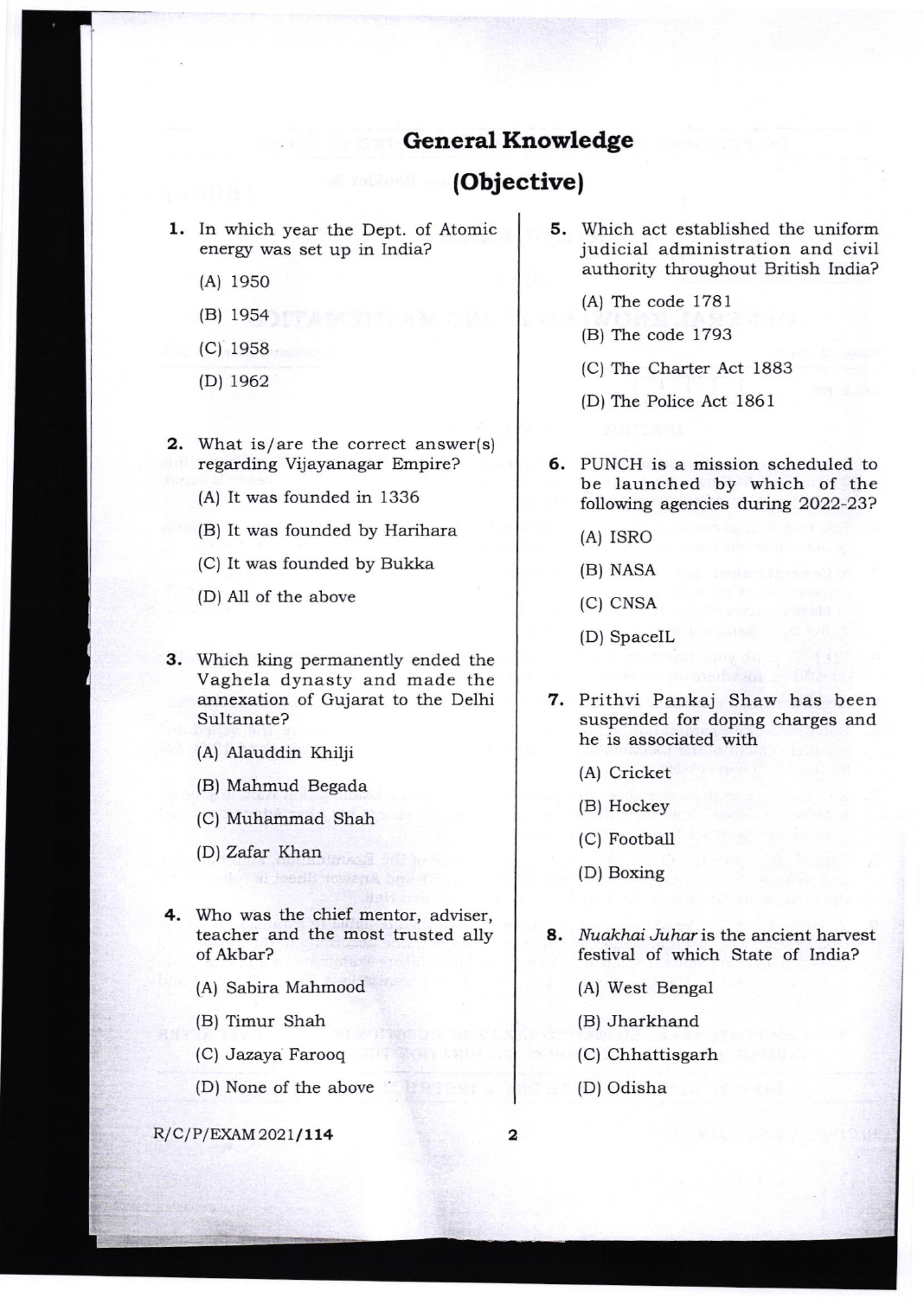# General Knowledge

## (Objective)

**1.** In which year the Dept. of Atomic energy was set up in India?

(A) 1950

(B) 1954

(C) 1958

(D) 1962

**2.** What is/are the correct answer(s) regarding Vijayanagar Empire?

(A) It was founded in 1336

(B) It was founded by Harihara

(C) It was founded by Bukka

(D) All of the above

**3.** Which king permanently ended the Vaghela dynasty and made the annexation of Gujarat to the Delhi Sultanate?

(A) Alauddin Khilji

(B) Mahmud Begada

(C) Muhammad Shah

(D) Zafar Khan

**4.** Who was the chief mentor, adviser, teacher and the most trusted ally of Akbar?

(A) Sabira Mahmood

(B) Timur Shah

(C) Jazaya Farooq

(D) None of the above

**5.** Which act established the uniform judicial administration and civil authority throughout British India?

(A) The code 1781

(B) The code 1793

(C) The Charter Act 1883

(D) The Police Act 1861

**6.** PUNCH is a mission scheduled to be launched by which of the following agencies during 2022-23?

(A) ISRO

(B) NASA

(C) CNSA

(D) SpaceIL

**7.** Prithvi Pankaj Shaw has been suspended for doping charges and he is associated with

(A) Cricket

(B) Hockey

(C) Football

(D) Boxing

**8.** *Nuakhai Juhar* is the ancient harvest festival of which State of India?

(A) West Bengal

(B) Jharkhand

(C) Chhattisgarh

(D) Odisha

R/C/P/EXAM 2021/**114**